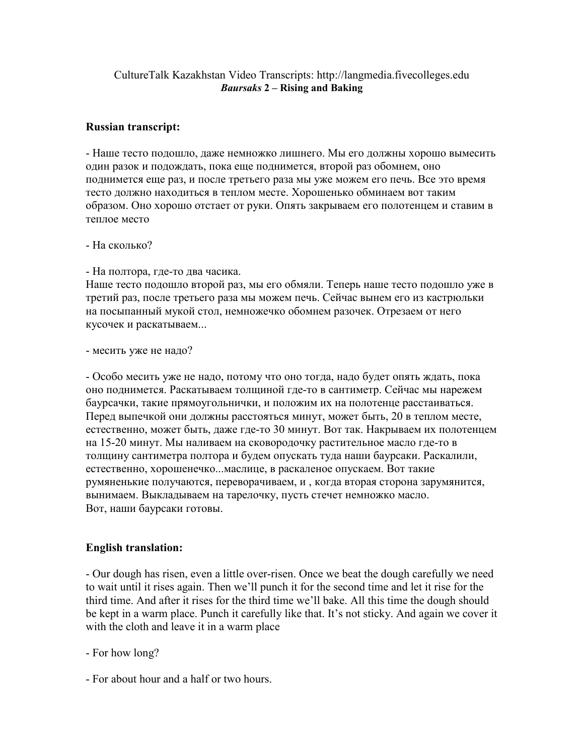CultureTalk Kazakhstan Video Transcripts: http://langmedia.fivecolleges.edu

***Baursaks* 2 – Rising and Baking**

**Russian transcript:**

- Наше тесто подошло, даже немножко лишнего. Мы его должны хорошо вымесить один разок и подождать, пока еще поднимется, второй раз обомнем, оно поднимется еще раз, и после третьего раза мы уже можем его печь. Все это время тесто должно находиться в теплом месте. Хорошенько обминаем вот таким образом. Оно хорошо отстает от руки. Опять закрываем его полотенцем и ставим в теплое место

- На сколько?

- На полтора, где-то два часика.
Наше тесто подошло второй раз, мы его обмяли. Теперь наше тесто подошло уже в третий раз, после третьего раза мы можем печь. Сейчас вынем его из кастрюльки на посыпанный мукой стол, немножечко обомнем разочек. Отрезаем от него кусочек и раскатываем...

- месить уже не надо?

- Особо месить уже не надо, потому что оно тогда, надо будет опять ждать, пока оно поднимется. Раскатываем толщиной где-то в сантиметр. Сейчас мы нарежем баурсачки, такие прямоугольнички, и положим их на полотенце расстаиваться. Перед выпечкой они должны расстояться минут, может быть, 20 в теплом месте, естественно, может быть, даже где-то 30 минут. Вот так. Накрываем их полотенцем на 15-20 минут. Мы наливаем на сковородочку растительное масло где-то в толщину сантиметра полтора и будем опускать туда наши баурсаки. Раскалили, естественно, хорошенечко...маслице, в раскаленое опускаем. Вот такие румяненькие получаются, переворачиваем, и , когда вторая сторона зарумянится, вынимаем. Выкладываем на тарелочку, пусть стечет немножко масло.
Вот, наши баурсаки готовы.

**English translation:**

- Our dough has risen, even a little over-risen. Once we beat the dough carefully we need to wait until it rises again. Then we'll punch it for the second time and let it rise for the third time. And after it rises for the third time we'll bake. All this time the dough should be kept in a warm place. Punch it carefully like that. It's not sticky. And again we cover it with the cloth and leave it in a warm place

- For how long?

- For about hour and a half or two hours.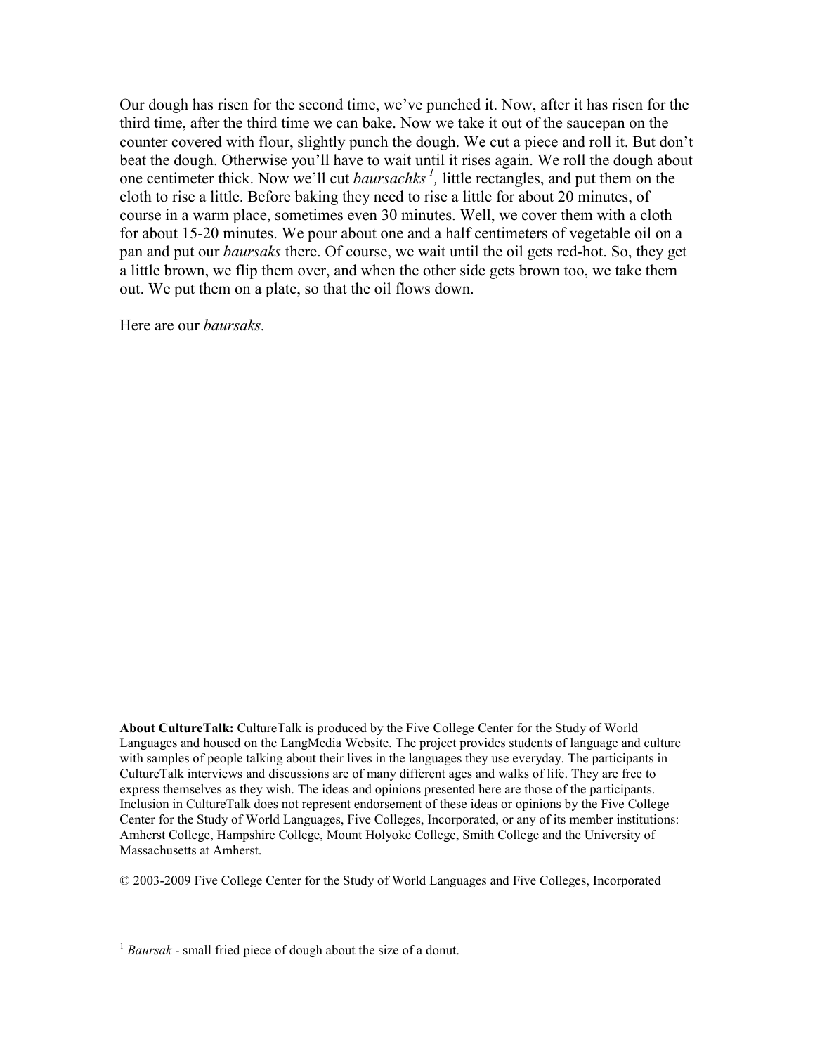Our dough has risen for the second time, we've punched it. Now, after it has risen for the third time, after the third time we can bake. Now we take it out of the saucepan on the counter covered with flour, slightly punch the dough. We cut a piece and roll it. But don't beat the dough. Otherwise you'll have to wait until it rises again. We roll the dough about one centimeter thick. Now we'll cut *baursachks* [1], little rectangles, and put them on the cloth to rise a little. Before baking they need to rise a little for about 20 minutes, of course in a warm place, sometimes even 30 minutes. Well, we cover them with a cloth for about 15-20 minutes. We pour about one and a half centimeters of vegetable oil on a pan and put our *baursaks* there. Of course, we wait until the oil gets red-hot. So, they get a little brown, we flip them over, and when the other side gets brown too, we take them out. We put them on a plate, so that the oil flows down.

Here are our *baursaks.*

**About CultureTalk:** CultureTalk is produced by the Five College Center for the Study of World Languages and housed on the LangMedia Website. The project provides students of language and culture with samples of people talking about their lives in the languages they use everyday. The participants in CultureTalk interviews and discussions are of many different ages and walks of life. They are free to express themselves as they wish. The ideas and opinions presented here are those of the participants. Inclusion in CultureTalk does not represent endorsement of these ideas or opinions by the Five College Center for the Study of World Languages, Five Colleges, Incorporated, or any of its member institutions: Amherst College, Hampshire College, Mount Holyoke College, Smith College and the University of Massachusetts at Amherst.

© 2003-2009 Five College Center for the Study of World Languages and Five Colleges, Incorporated

---

[1] *Baursak* - small fried piece of dough about the size of a donut.